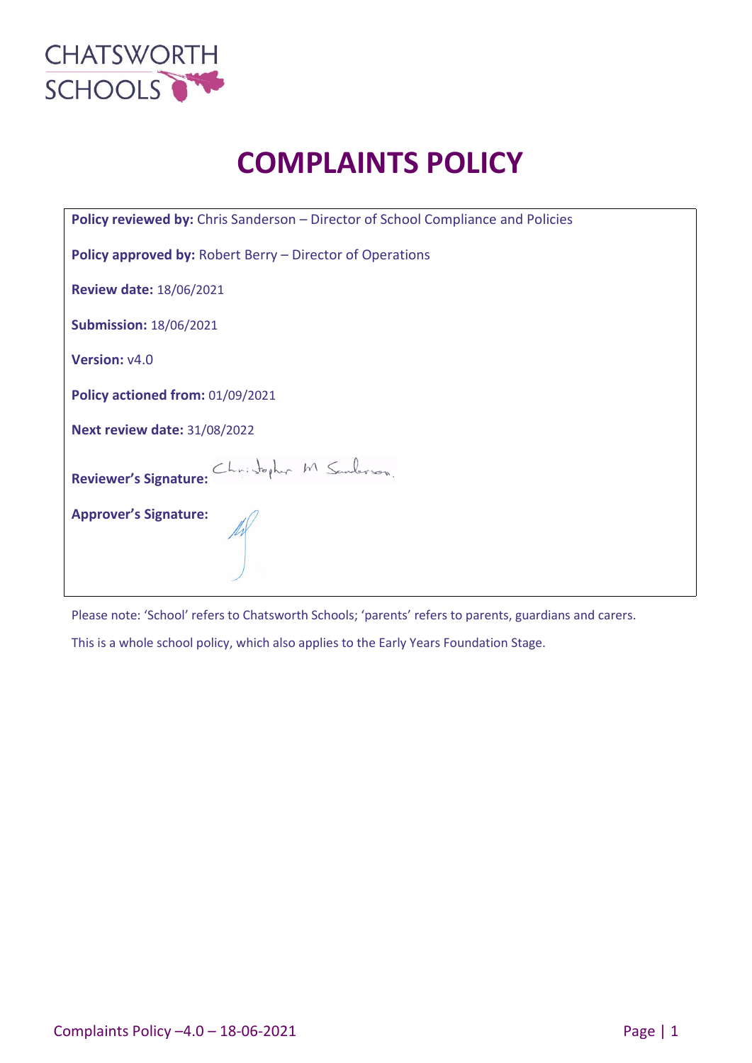CHATSWORTH SCHOOLS

# COMPLAINTS POLICY

**Policy reviewed by:** Chris Sanderson – Director of School Compliance and Policies

**Policy approved by:** Robert Berry – Director of Operations

**Review date:** 18/06/2021

**Submission:** 18/06/2021

**Version:** v4.0

**Policy actioned from:** 01/09/2021

**Next review date:** 31/08/2022

**Reviewer's Signature:** Christopher M Sanderson

**Approver's Signature:**

Please note: 'School' refers to Chatsworth Schools; 'parents' refers to parents, guardians and carers.

This is a whole school policy, which also applies to the Early Years Foundation Stage.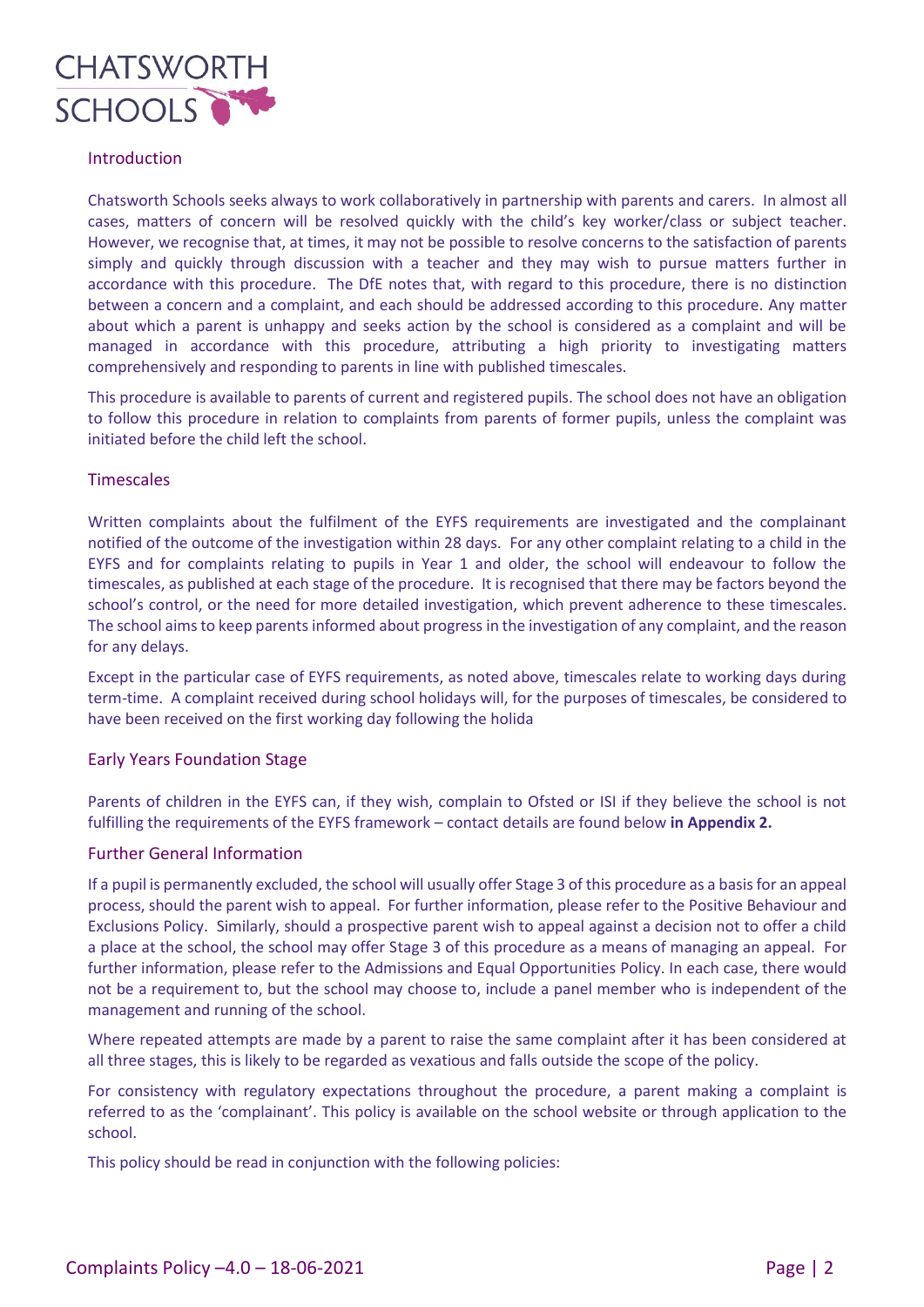## Introduction

Chatsworth Schools seeks always to work collaboratively in partnership with parents and carers. In almost all cases, matters of concern will be resolved quickly with the child's key worker/class or subject teacher. However, we recognise that, at times, it may not be possible to resolve concerns to the satisfaction of parents simply and quickly through discussion with a teacher and they may wish to pursue matters further in accordance with this procedure. The DfE notes that, with regard to this procedure, there is no distinction between a concern and a complaint, and each should be addressed according to this procedure. Any matter about which a parent is unhappy and seeks action by the school is considered as a complaint and will be managed in accordance with this procedure, attributing a high priority to investigating matters comprehensively and responding to parents in line with published timescales.

This procedure is available to parents of current and registered pupils. The school does not have an obligation to follow this procedure in relation to complaints from parents of former pupils, unless the complaint was initiated before the child left the school.

## Timescales

Written complaints about the fulfilment of the EYFS requirements are investigated and the complainant notified of the outcome of the investigation within 28 days. For any other complaint relating to a child in the EYFS and for complaints relating to pupils in Year 1 and older, the school will endeavour to follow the timescales, as published at each stage of the procedure. It is recognised that there may be factors beyond the school's control, or the need for more detailed investigation, which prevent adherence to these timescales. The school aims to keep parents informed about progress in the investigation of any complaint, and the reason for any delays.

Except in the particular case of EYFS requirements, as noted above, timescales relate to working days during term-time. A complaint received during school holidays will, for the purposes of timescales, be considered to have been received on the first working day following the holida

## Early Years Foundation Stage

Parents of children in the EYFS can, if they wish, complain to Ofsted or ISI if they believe the school is not fulfilling the requirements of the EYFS framework – contact details are found below **in Appendix 2.**

## Further General Information

If a pupil is permanently excluded, the school will usually offer Stage 3 of this procedure as a basis for an appeal process, should the parent wish to appeal. For further information, please refer to the Positive Behaviour and Exclusions Policy. Similarly, should a prospective parent wish to appeal against a decision not to offer a child a place at the school, the school may offer Stage 3 of this procedure as a means of managing an appeal. For further information, please refer to the Admissions and Equal Opportunities Policy. In each case, there would not be a requirement to, but the school may choose to, include a panel member who is independent of the management and running of the school.

Where repeated attempts are made by a parent to raise the same complaint after it has been considered at all three stages, this is likely to be regarded as vexatious and falls outside the scope of the policy.

For consistency with regulatory expectations throughout the procedure, a parent making a complaint is referred to as the 'complainant'. This policy is available on the school website or through application to the school.

This policy should be read in conjunction with the following policies: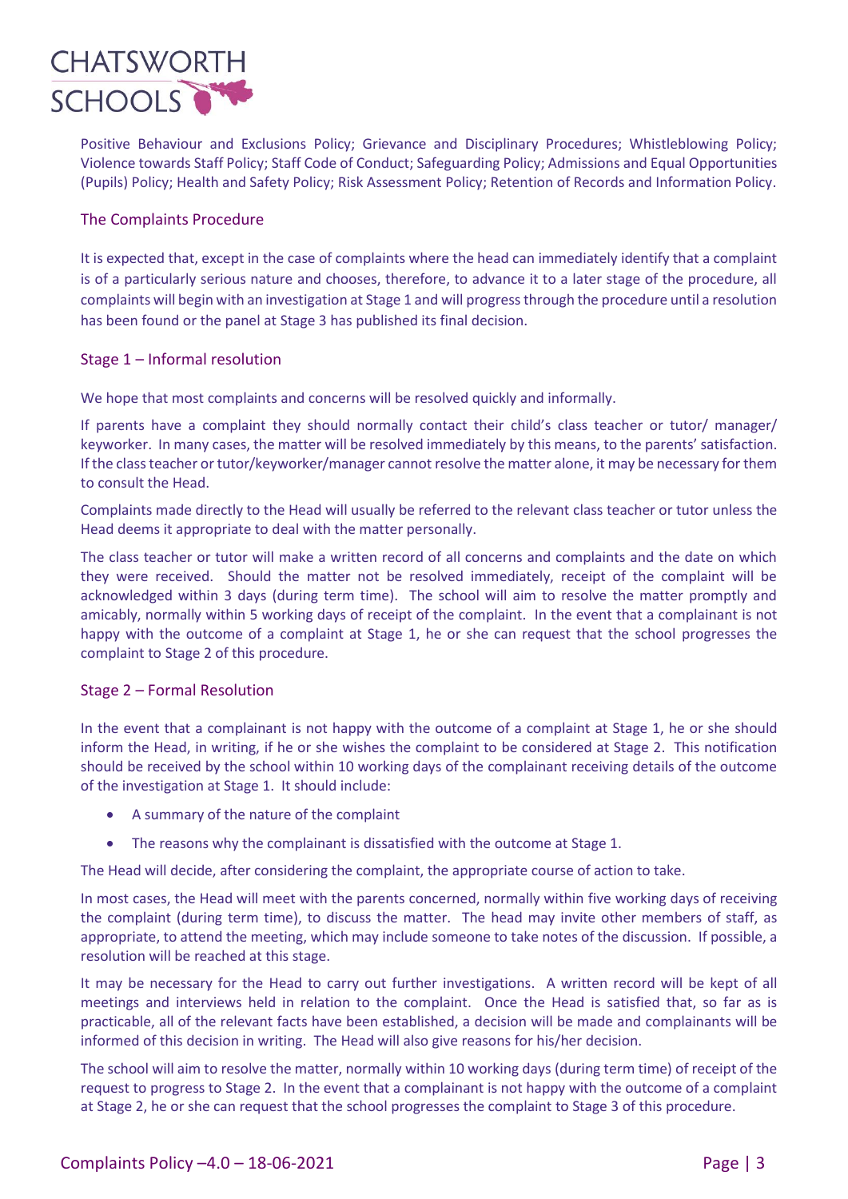Positive Behaviour and Exclusions Policy; Grievance and Disciplinary Procedures; Whistleblowing Policy; Violence towards Staff Policy; Staff Code of Conduct; Safeguarding Policy; Admissions and Equal Opportunities (Pupils) Policy; Health and Safety Policy; Risk Assessment Policy; Retention of Records and Information Policy.

## The Complaints Procedure

It is expected that, except in the case of complaints where the head can immediately identify that a complaint is of a particularly serious nature and chooses, therefore, to advance it to a later stage of the procedure, all complaints will begin with an investigation at Stage 1 and will progress through the procedure until a resolution has been found or the panel at Stage 3 has published its final decision.

## Stage 1 – Informal resolution

We hope that most complaints and concerns will be resolved quickly and informally.

If parents have a complaint they should normally contact their child's class teacher or tutor/ manager/ keyworker. In many cases, the matter will be resolved immediately by this means, to the parents' satisfaction. If the class teacher or tutor/keyworker/manager cannot resolve the matter alone, it may be necessary for them to consult the Head.

Complaints made directly to the Head will usually be referred to the relevant class teacher or tutor unless the Head deems it appropriate to deal with the matter personally.

The class teacher or tutor will make a written record of all concerns and complaints and the date on which they were received. Should the matter not be resolved immediately, receipt of the complaint will be acknowledged within 3 days (during term time). The school will aim to resolve the matter promptly and amicably, normally within 5 working days of receipt of the complaint. In the event that a complainant is not happy with the outcome of a complaint at Stage 1, he or she can request that the school progresses the complaint to Stage 2 of this procedure.

## Stage 2 – Formal Resolution

In the event that a complainant is not happy with the outcome of a complaint at Stage 1, he or she should inform the Head, in writing, if he or she wishes the complaint to be considered at Stage 2. This notification should be received by the school within 10 working days of the complainant receiving details of the outcome of the investigation at Stage 1. It should include:

- A summary of the nature of the complaint
- The reasons why the complainant is dissatisfied with the outcome at Stage 1.

The Head will decide, after considering the complaint, the appropriate course of action to take.

In most cases, the Head will meet with the parents concerned, normally within five working days of receiving the complaint (during term time), to discuss the matter. The head may invite other members of staff, as appropriate, to attend the meeting, which may include someone to take notes of the discussion. If possible, a resolution will be reached at this stage.

It may be necessary for the Head to carry out further investigations. A written record will be kept of all meetings and interviews held in relation to the complaint. Once the Head is satisfied that, so far as is practicable, all of the relevant facts have been established, a decision will be made and complainants will be informed of this decision in writing. The Head will also give reasons for his/her decision.

The school will aim to resolve the matter, normally within 10 working days (during term time) of receipt of the request to progress to Stage 2. In the event that a complainant is not happy with the outcome of a complaint at Stage 2, he or she can request that the school progresses the complaint to Stage 3 of this procedure.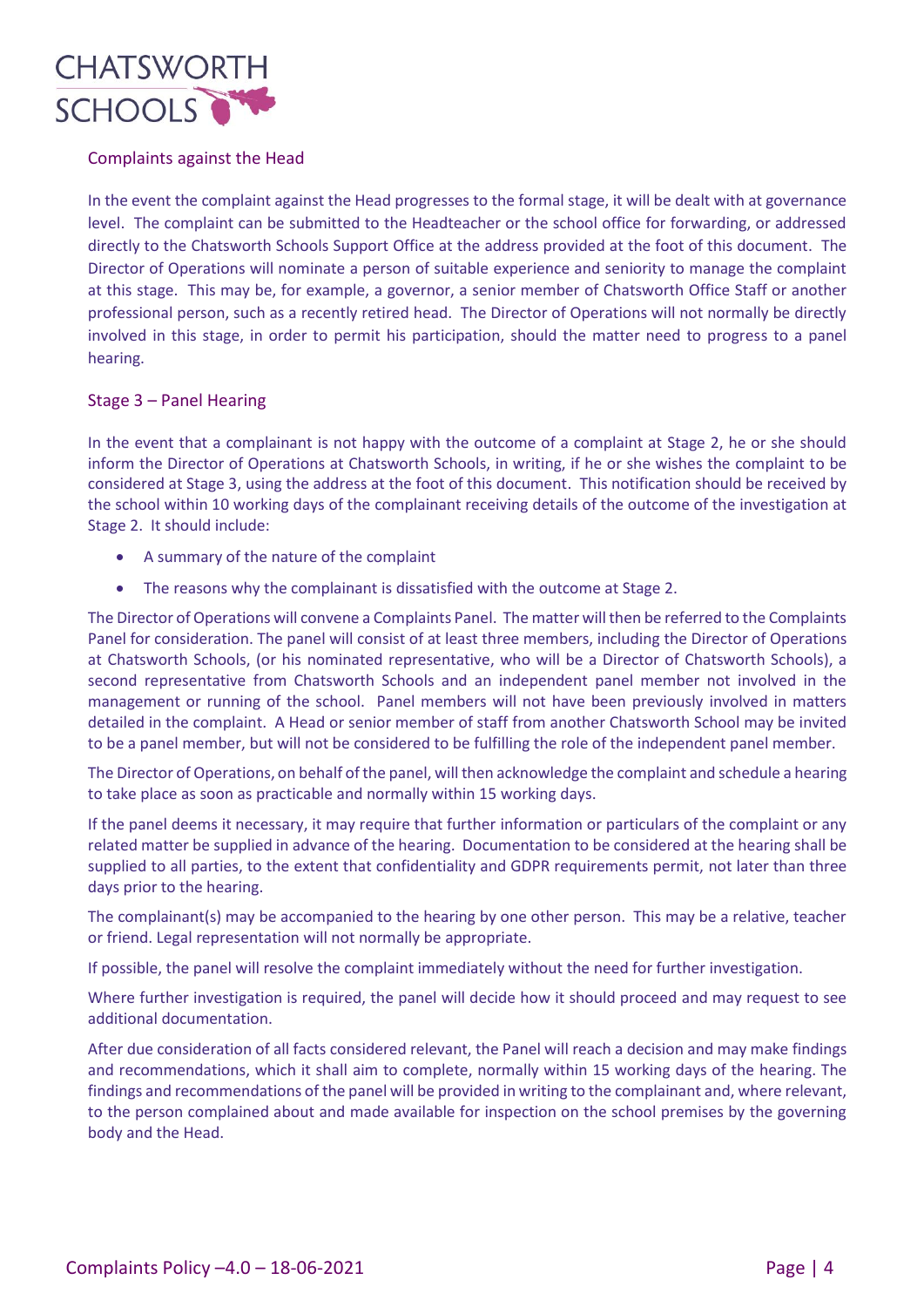## Complaints against the Head

In the event the complaint against the Head progresses to the formal stage, it will be dealt with at governance level. The complaint can be submitted to the Headteacher or the school office for forwarding, or addressed directly to the Chatsworth Schools Support Office at the address provided at the foot of this document. The Director of Operations will nominate a person of suitable experience and seniority to manage the complaint at this stage. This may be, for example, a governor, a senior member of Chatsworth Office Staff or another professional person, such as a recently retired head. The Director of Operations will not normally be directly involved in this stage, in order to permit his participation, should the matter need to progress to a panel hearing.

## Stage 3 – Panel Hearing

In the event that a complainant is not happy with the outcome of a complaint at Stage 2, he or she should inform the Director of Operations at Chatsworth Schools, in writing, if he or she wishes the complaint to be considered at Stage 3, using the address at the foot of this document. This notification should be received by the school within 10 working days of the complainant receiving details of the outcome of the investigation at Stage 2. It should include:

- A summary of the nature of the complaint
- The reasons why the complainant is dissatisfied with the outcome at Stage 2.

The Director of Operations will convene a Complaints Panel. The matter will then be referred to the Complaints Panel for consideration. The panel will consist of at least three members, including the Director of Operations at Chatsworth Schools, (or his nominated representative, who will be a Director of Chatsworth Schools), a second representative from Chatsworth Schools and an independent panel member not involved in the management or running of the school. Panel members will not have been previously involved in matters detailed in the complaint. A Head or senior member of staff from another Chatsworth School may be invited to be a panel member, but will not be considered to be fulfilling the role of the independent panel member.

The Director of Operations, on behalf of the panel, will then acknowledge the complaint and schedule a hearing to take place as soon as practicable and normally within 15 working days.

If the panel deems it necessary, it may require that further information or particulars of the complaint or any related matter be supplied in advance of the hearing. Documentation to be considered at the hearing shall be supplied to all parties, to the extent that confidentiality and GDPR requirements permit, not later than three days prior to the hearing.

The complainant(s) may be accompanied to the hearing by one other person. This may be a relative, teacher or friend. Legal representation will not normally be appropriate.

If possible, the panel will resolve the complaint immediately without the need for further investigation.

Where further investigation is required, the panel will decide how it should proceed and may request to see additional documentation.

After due consideration of all facts considered relevant, the Panel will reach a decision and may make findings and recommendations, which it shall aim to complete, normally within 15 working days of the hearing. The findings and recommendations of the panel will be provided in writing to the complainant and, where relevant, to the person complained about and made available for inspection on the school premises by the governing body and the Head.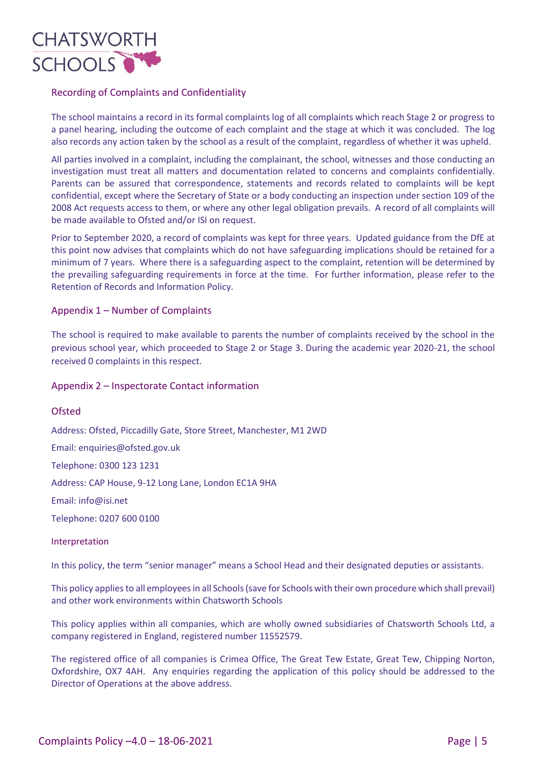## Recording of Complaints and Confidentiality

The school maintains a record in its formal complaints log of all complaints which reach Stage 2 or progress to a panel hearing, including the outcome of each complaint and the stage at which it was concluded. The log also records any action taken by the school as a result of the complaint, regardless of whether it was upheld.

All parties involved in a complaint, including the complainant, the school, witnesses and those conducting an investigation must treat all matters and documentation related to concerns and complaints confidentially. Parents can be assured that correspondence, statements and records related to complaints will be kept confidential, except where the Secretary of State or a body conducting an inspection under section 109 of the 2008 Act requests access to them, or where any other legal obligation prevails. A record of all complaints will be made available to Ofsted and/or ISI on request.

Prior to September 2020, a record of complaints was kept for three years. Updated guidance from the DfE at this point now advises that complaints which do not have safeguarding implications should be retained for a minimum of 7 years. Where there is a safeguarding aspect to the complaint, retention will be determined by the prevailing safeguarding requirements in force at the time. For further information, please refer to the Retention of Records and Information Policy.

## Appendix 1 – Number of Complaints

The school is required to make available to parents the number of complaints received by the school in the previous school year, which proceeded to Stage 2 or Stage 3. During the academic year 2020-21, the school received 0 complaints in this respect.

## Appendix 2 – Inspectorate Contact information

### Ofsted

Address: Ofsted, Piccadilly Gate, Store Street, Manchester, M1 2WD

Email: enquiries@ofsted.gov.uk

Telephone: 0300 123 1231

Address: CAP House, 9-12 Long Lane, London EC1A 9HA

Email: info@isi.net

Telephone: 0207 600 0100

### Interpretation

In this policy, the term "senior manager" means a School Head and their designated deputies or assistants.

This policy applies to all employees in all Schools (save for Schools with their own procedure which shall prevail) and other work environments within Chatsworth Schools

This policy applies within all companies, which are wholly owned subsidiaries of Chatsworth Schools Ltd, a company registered in England, registered number 11552579.

The registered office of all companies is Crimea Office, The Great Tew Estate, Great Tew, Chipping Norton, Oxfordshire, OX7 4AH. Any enquiries regarding the application of this policy should be addressed to the Director of Operations at the above address.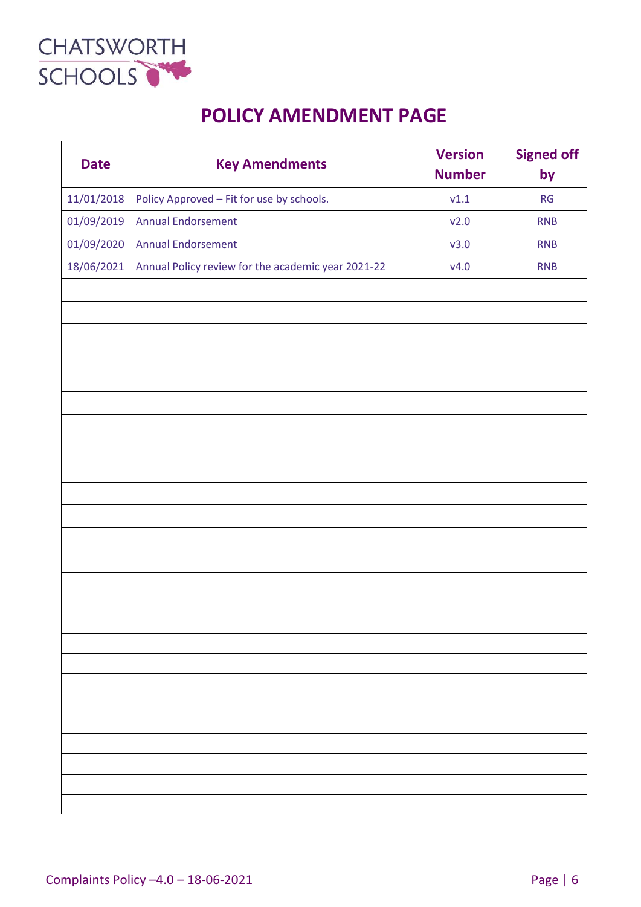CHATSWORTH SCHOOLS

# POLICY AMENDMENT PAGE

| Date | Key Amendments | Version Number | Signed off by |
|---|---|---|---|
| 11/01/2018 | Policy Approved – Fit for use by schools. | v1.1 | RG |
| 01/09/2019 | Annual Endorsement | v2.0 | RNB |
| 01/09/2020 | Annual Endorsement | v3.0 | RNB |
| 18/06/2021 | Annual Policy review for the academic year 2021-22 | v4.0 | RNB |